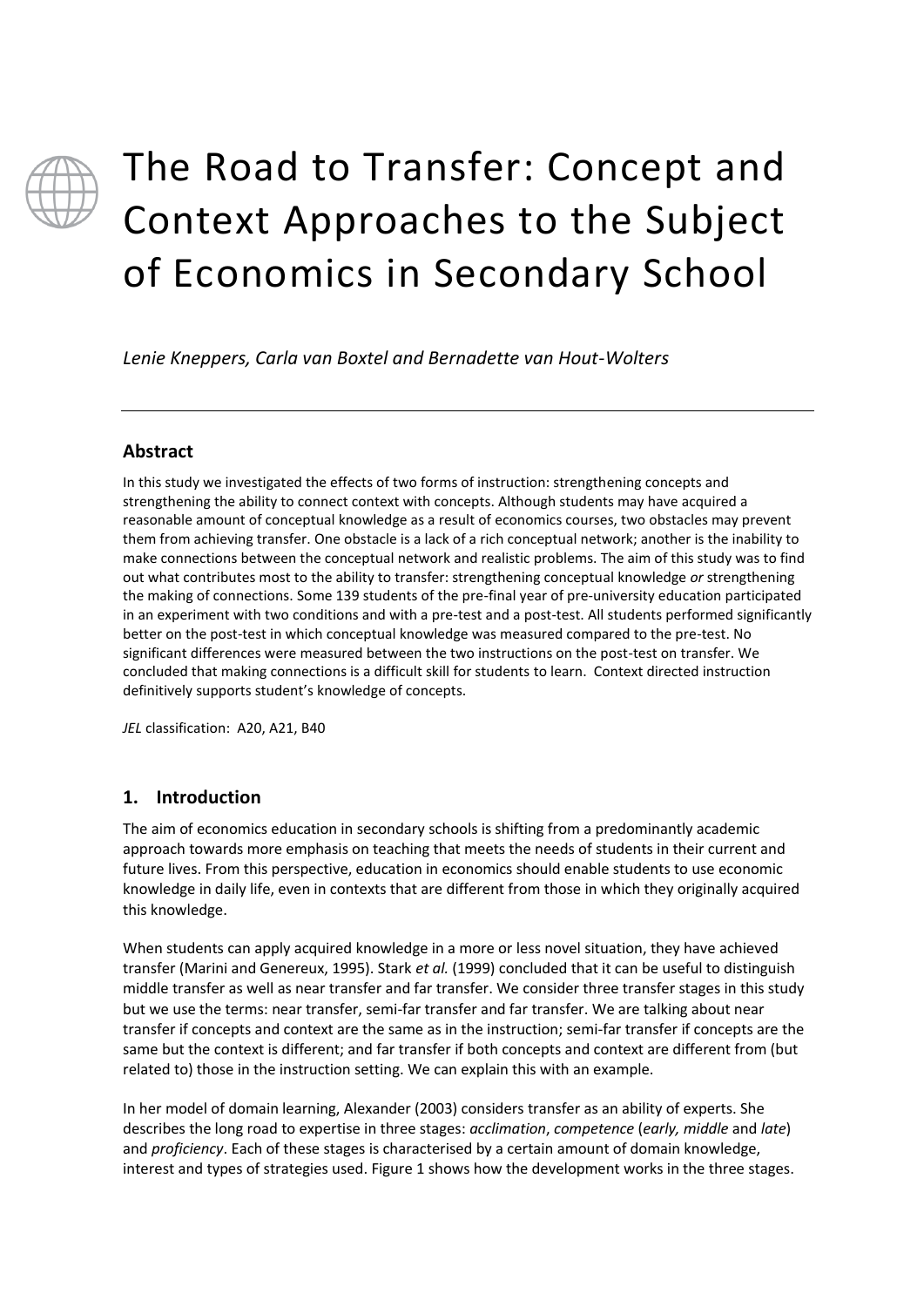# The Road to Transfer: Concept and Context Approaches to the Subject of Economics in Secondary School

*Lenie Kneppers, Carla van Boxtel and Bernadette van Hout-Wolters*

---

## Abstract

In this study we investigated the effects of two forms of instruction: strengthening concepts and strengthening the ability to connect context with concepts. Although students may have acquired a reasonable amount of conceptual knowledge as a result of economics courses, two obstacles may prevent them from achieving transfer. One obstacle is a lack of a rich conceptual network; another is the inability to make connections between the conceptual network and realistic problems. The aim of this study was to find out what contributes most to the ability to transfer: strengthening conceptual knowledge *or* strengthening the making of connections. Some 139 students of the pre-final year of pre-university education participated in an experiment with two conditions and with a pre-test and a post-test. All students performed significantly better on the post-test in which conceptual knowledge was measured compared to the pre-test. No significant differences were measured between the two instructions on the post-test on transfer. We concluded that making connections is a difficult skill for students to learn. Context directed instruction definitively supports student's knowledge of concepts.

*JEL* classification: A20, A21, B40

## 1. Introduction

The aim of economics education in secondary schools is shifting from a predominantly academic approach towards more emphasis on teaching that meets the needs of students in their current and future lives. From this perspective, education in economics should enable students to use economic knowledge in daily life, even in contexts that are different from those in which they originally acquired this knowledge.

When students can apply acquired knowledge in a more or less novel situation, they have achieved transfer (Marini and Genereux, 1995). Stark *et al.* (1999) concluded that it can be useful to distinguish middle transfer as well as near transfer and far transfer. We consider three transfer stages in this study but we use the terms: near transfer, semi-far transfer and far transfer. We are talking about near transfer if concepts and context are the same as in the instruction; semi-far transfer if concepts are the same but the context is different; and far transfer if both concepts and context are different from (but related to) those in the instruction setting. We can explain this with an example.

In her model of domain learning, Alexander (2003) considers transfer as an ability of experts. She describes the long road to expertise in three stages: *acclimation*, *competence* (*early, middle* and *late*) and *proficiency*. Each of these stages is characterised by a certain amount of domain knowledge, interest and types of strategies used. Figure 1 shows how the development works in the three stages.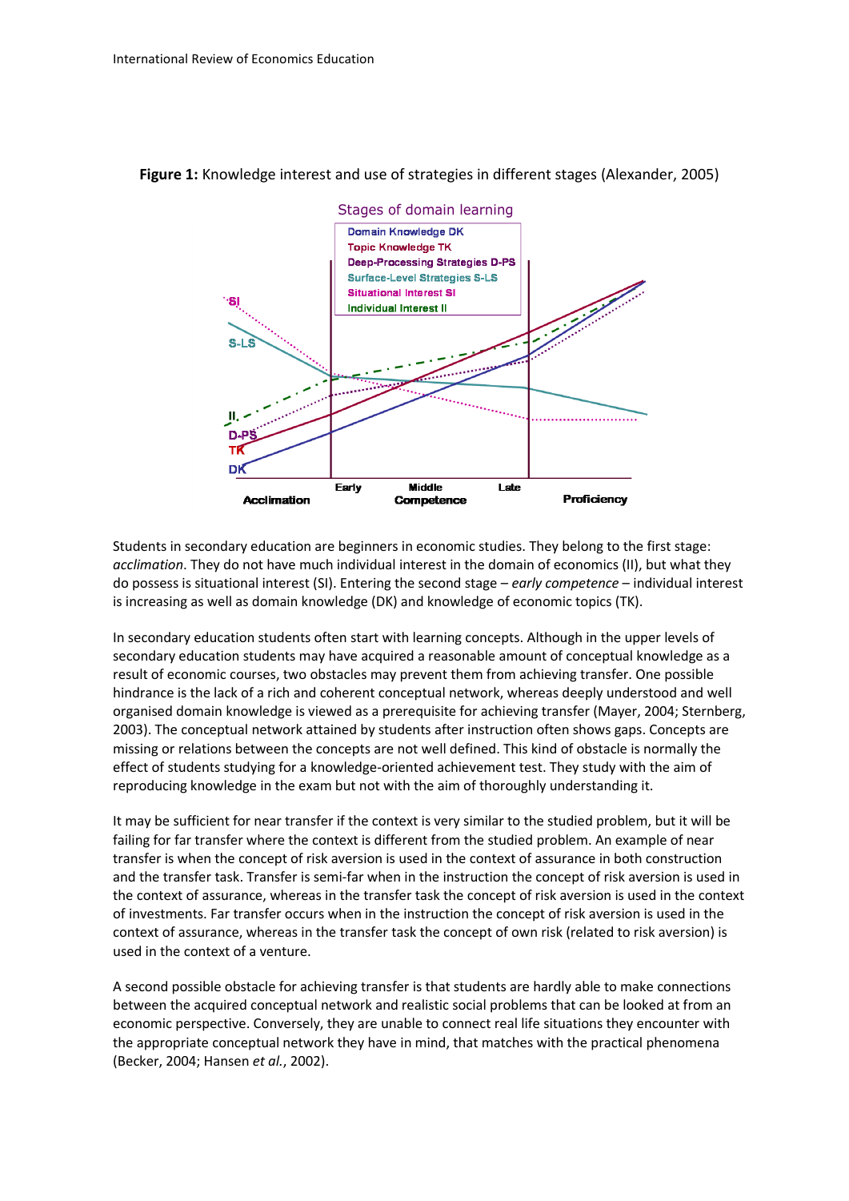**Figure 1:** Knowledge interest and use of strategies in different stages (Alexander, 2005)

Stages of domain learning

Domain Knowledge DK
Topic Knowledge TK
Deep-Processing Strategies D-PS
Surface-Level Strategies S-LS
Situational Interest SI
Individual Interest II

SI
S-LS
II
D-PS
TK
DK

Early
Middle
Late
Acclimation
Competence
Proficiency

Students in secondary education are beginners in economic studies. They belong to the first stage: *acclimation*. They do not have much individual interest in the domain of economics (II), but what they do possess is situational interest (SI). Entering the second stage – *early competence* – individual interest is increasing as well as domain knowledge (DK) and knowledge of economic topics (TK).

In secondary education students often start with learning concepts. Although in the upper levels of secondary education students may have acquired a reasonable amount of conceptual knowledge as a result of economic courses, two obstacles may prevent them from achieving transfer. One possible hindrance is the lack of a rich and coherent conceptual network, whereas deeply understood and well organised domain knowledge is viewed as a prerequisite for achieving transfer (Mayer, 2004; Sternberg, 2003). The conceptual network attained by students after instruction often shows gaps. Concepts are missing or relations between the concepts are not well defined. This kind of obstacle is normally the effect of students studying for a knowledge-oriented achievement test. They study with the aim of reproducing knowledge in the exam but not with the aim of thoroughly understanding it.

It may be sufficient for near transfer if the context is very similar to the studied problem, but it will be failing for far transfer where the context is different from the studied problem. An example of near transfer is when the concept of risk aversion is used in the context of assurance in both construction and the transfer task. Transfer is semi-far when in the instruction the concept of risk aversion is used in the context of assurance, whereas in the transfer task the concept of risk aversion is used in the context of investments. Far transfer occurs when in the instruction the concept of risk aversion is used in the context of assurance, whereas in the transfer task the concept of own risk (related to risk aversion) is used in the context of a venture.

A second possible obstacle for achieving transfer is that students are hardly able to make connections between the acquired conceptual network and realistic social problems that can be looked at from an economic perspective. Conversely, they are unable to connect real life situations they encounter with the appropriate conceptual network they have in mind, that matches with the practical phenomena (Becker, 2004; Hansen *et al.*, 2002).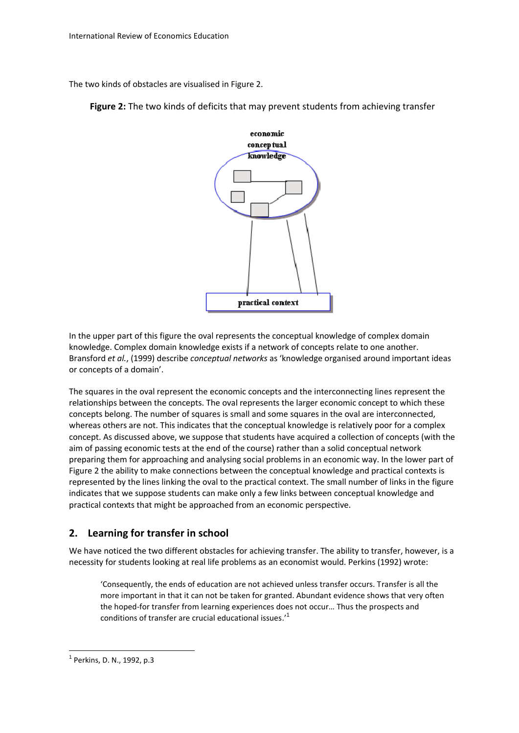The two kinds of obstacles are visualised in Figure 2.

**Figure 2:** The two kinds of deficits that may prevent students from achieving transfer

economic
conceptual
knowledge

practical context

In the upper part of this figure the oval represents the conceptual knowledge of complex domain knowledge. Complex domain knowledge exists if a network of concepts relate to one another. Bransford *et al.*, (1999) describe *conceptual networks* as 'knowledge organised around important ideas or concepts of a domain'.

The squares in the oval represent the economic concepts and the interconnecting lines represent the relationships between the concepts. The oval represents the larger economic concept to which these concepts belong. The number of squares is small and some squares in the oval are interconnected, whereas others are not. This indicates that the conceptual knowledge is relatively poor for a complex concept. As discussed above, we suppose that students have acquired a collection of concepts (with the aim of passing economic tests at the end of the course) rather than a solid conceptual network preparing them for approaching and analysing social problems in an economic way. In the lower part of Figure 2 the ability to make connections between the conceptual knowledge and practical contexts is represented by the lines linking the oval to the practical context. The small number of links in the figure indicates that we suppose students can make only a few links between conceptual knowledge and practical contexts that might be approached from an economic perspective.

## 2. Learning for transfer in school

We have noticed the two different obstacles for achieving transfer. The ability to transfer, however, is a necessity for students looking at real life problems as an economist would. Perkins (1992) wrote:

> 'Consequently, the ends of education are not achieved unless transfer occurs. Transfer is all the more important in that it can not be taken for granted. Abundant evidence shows that very often the hoped-for transfer from learning experiences does not occur… Thus the prospects and conditions of transfer are crucial educational issues.'[1]

[1] Perkins, D. N., 1992, p.3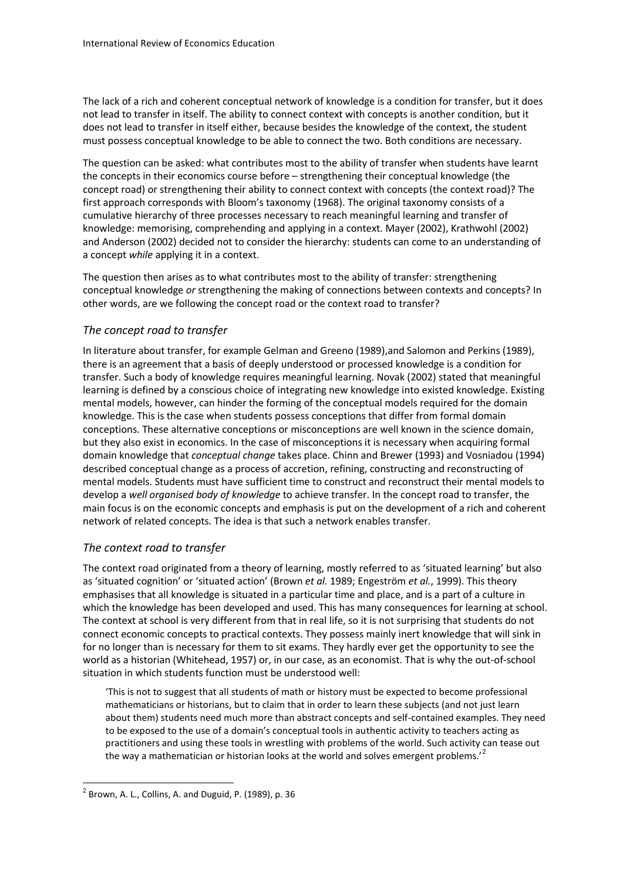The lack of a rich and coherent conceptual network of knowledge is a condition for transfer, but it does not lead to transfer in itself. The ability to connect context with concepts is another condition, but it does not lead to transfer in itself either, because besides the knowledge of the context, the student must possess conceptual knowledge to be able to connect the two. Both conditions are necessary.

The question can be asked: what contributes most to the ability of transfer when students have learnt the concepts in their economics course before – strengthening their conceptual knowledge (the concept road) or strengthening their ability to connect context with concepts (the context road)? The first approach corresponds with Bloom's taxonomy (1968). The original taxonomy consists of a cumulative hierarchy of three processes necessary to reach meaningful learning and transfer of knowledge: memorising, comprehending and applying in a context. Mayer (2002), Krathwohl (2002) and Anderson (2002) decided not to consider the hierarchy: students can come to an understanding of a concept *while* applying it in a context.

The question then arises as to what contributes most to the ability of transfer: strengthening conceptual knowledge *or* strengthening the making of connections between contexts and concepts? In other words, are we following the concept road or the context road to transfer?

## *The concept road to transfer*

In literature about transfer, for example Gelman and Greeno (1989),and Salomon and Perkins (1989), there is an agreement that a basis of deeply understood or processed knowledge is a condition for transfer. Such a body of knowledge requires meaningful learning. Novak (2002) stated that meaningful learning is defined by a conscious choice of integrating new knowledge into existed knowledge. Existing mental models, however, can hinder the forming of the conceptual models required for the domain knowledge. This is the case when students possess conceptions that differ from formal domain conceptions. These alternative conceptions or misconceptions are well known in the science domain, but they also exist in economics. In the case of misconceptions it is necessary when acquiring formal domain knowledge that *conceptual change* takes place. Chinn and Brewer (1993) and Vosniadou (1994) described conceptual change as a process of accretion, refining, constructing and reconstructing of mental models. Students must have sufficient time to construct and reconstruct their mental models to develop a *well organised body of knowledge* to achieve transfer. In the concept road to transfer, the main focus is on the economic concepts and emphasis is put on the development of a rich and coherent network of related concepts. The idea is that such a network enables transfer.

## *The context road to transfer*

The context road originated from a theory of learning, mostly referred to as 'situated learning' but also as 'situated cognition' or 'situated action' (Brown *et al.* 1989; Engeström *et al.*, 1999). This theory emphasises that all knowledge is situated in a particular time and place, and is a part of a culture in which the knowledge has been developed and used. This has many consequences for learning at school. The context at school is very different from that in real life, so it is not surprising that students do not connect economic concepts to practical contexts. They possess mainly inert knowledge that will sink in for no longer than is necessary for them to sit exams. They hardly ever get the opportunity to see the world as a historian (Whitehead, 1957) or, in our case, as an economist. That is why the out-of-school situation in which students function must be understood well:

> 'This is not to suggest that all students of math or history must be expected to become professional mathematicians or historians, but to claim that in order to learn these subjects (and not just learn about them) students need much more than abstract concepts and self-contained examples. They need to be exposed to the use of a domain's conceptual tools in authentic activity to teachers acting as practitioners and using these tools in wrestling with problems of the world. Such activity can tease out the way a mathematician or historian looks at the world and solves emergent problems.'[2]

[2] Brown, A. L., Collins, A. and Duguid, P. (1989), p. 36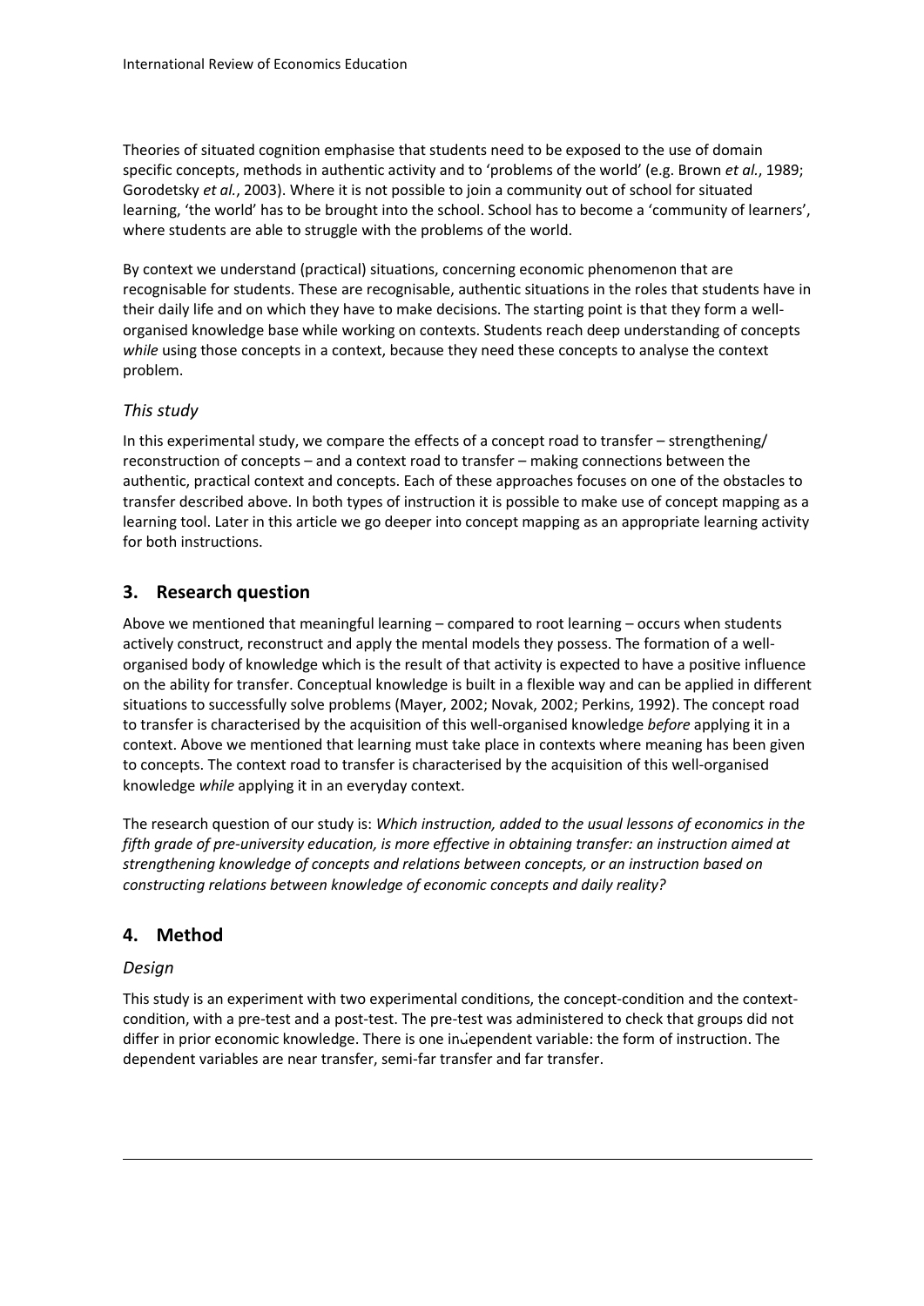Theories of situated cognition emphasise that students need to be exposed to the use of domain specific concepts, methods in authentic activity and to 'problems of the world' (e.g. Brown *et al.*, 1989; Gorodetsky *et al.*, 2003). Where it is not possible to join a community out of school for situated learning, 'the world' has to be brought into the school. School has to become a 'community of learners', where students are able to struggle with the problems of the world.

By context we understand (practical) situations, concerning economic phenomenon that are recognisable for students. These are recognisable, authentic situations in the roles that students have in their daily life and on which they have to make decisions. The starting point is that they form a well-organised knowledge base while working on contexts. Students reach deep understanding of concepts *while* using those concepts in a context, because they need these concepts to analyse the context problem.

### *This study*

In this experimental study, we compare the effects of a concept road to transfer – strengthening/ reconstruction of concepts – and a context road to transfer – making connections between the authentic, practical context and concepts. Each of these approaches focuses on one of the obstacles to transfer described above. In both types of instruction it is possible to make use of concept mapping as a learning tool. Later in this article we go deeper into concept mapping as an appropriate learning activity for both instructions.

## 3. Research question

Above we mentioned that meaningful learning – compared to root learning – occurs when students actively construct, reconstruct and apply the mental models they possess. The formation of a well-organised body of knowledge which is the result of that activity is expected to have a positive influence on the ability for transfer. Conceptual knowledge is built in a flexible way and can be applied in different situations to successfully solve problems (Mayer, 2002; Novak, 2002; Perkins, 1992). The concept road to transfer is characterised by the acquisition of this well-organised knowledge *before* applying it in a context. Above we mentioned that learning must take place in contexts where meaning has been given to concepts. The context road to transfer is characterised by the acquisition of this well-organised knowledge *while* applying it in an everyday context.

The research question of our study is: *Which instruction, added to the usual lessons of economics in the fifth grade of pre-university education, is more effective in obtaining transfer: an instruction aimed at strengthening knowledge of concepts and relations between concepts, or an instruction based on constructing relations between knowledge of economic concepts and daily reality?*

## 4. Method

### *Design*

This study is an experiment with two experimental conditions, the concept-condition and the context-condition, with a pre-test and a post-test. The pre-test was administered to check that groups did not differ in prior economic knowledge. There is one independent variable: the form of instruction. The dependent variables are near transfer, semi-far transfer and far transfer.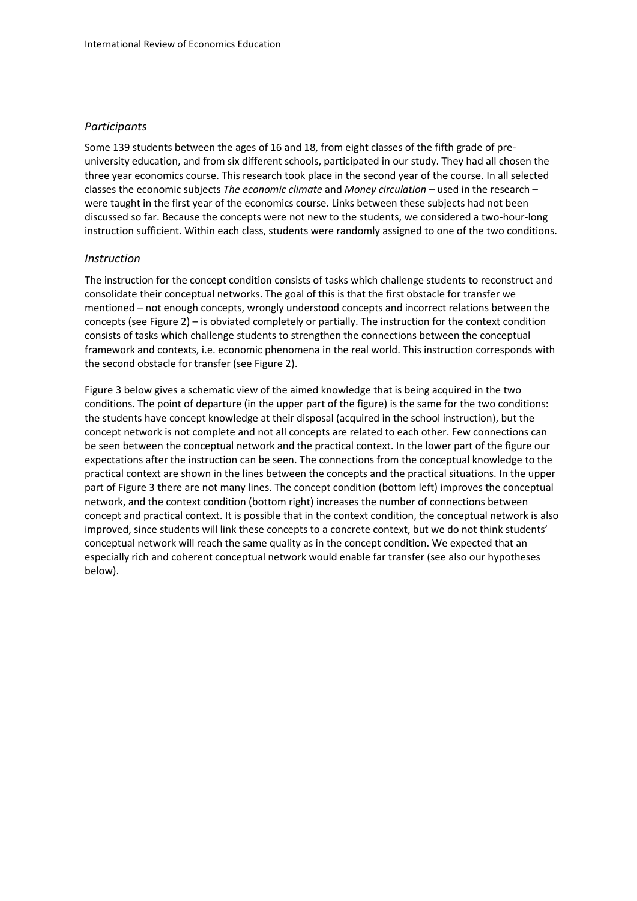### *Participants*

Some 139 students between the ages of 16 and 18, from eight classes of the fifth grade of pre-university education, and from six different schools, participated in our study. They had all chosen the three year economics course. This research took place in the second year of the course. In all selected classes the economic subjects *The economic climate* and *Money circulation* – used in the research – were taught in the first year of the economics course. Links between these subjects had not been discussed so far. Because the concepts were not new to the students, we considered a two-hour-long instruction sufficient. Within each class, students were randomly assigned to one of the two conditions.

### *Instruction*

The instruction for the concept condition consists of tasks which challenge students to reconstruct and consolidate their conceptual networks. The goal of this is that the first obstacle for transfer we mentioned – not enough concepts, wrongly understood concepts and incorrect relations between the concepts (see Figure 2) – is obviated completely or partially. The instruction for the context condition consists of tasks which challenge students to strengthen the connections between the conceptual framework and contexts, i.e. economic phenomena in the real world. This instruction corresponds with the second obstacle for transfer (see Figure 2).

Figure 3 below gives a schematic view of the aimed knowledge that is being acquired in the two conditions. The point of departure (in the upper part of the figure) is the same for the two conditions: the students have concept knowledge at their disposal (acquired in the school instruction), but the concept network is not complete and not all concepts are related to each other. Few connections can be seen between the conceptual network and the practical context. In the lower part of the figure our expectations after the instruction can be seen. The connections from the conceptual knowledge to the practical context are shown in the lines between the concepts and the practical situations. In the upper part of Figure 3 there are not many lines. The concept condition (bottom left) improves the conceptual network, and the context condition (bottom right) increases the number of connections between concept and practical context. It is possible that in the context condition, the conceptual network is also improved, since students will link these concepts to a concrete context, but we do not think students' conceptual network will reach the same quality as in the concept condition. We expected that an especially rich and coherent conceptual network would enable far transfer (see also our hypotheses below).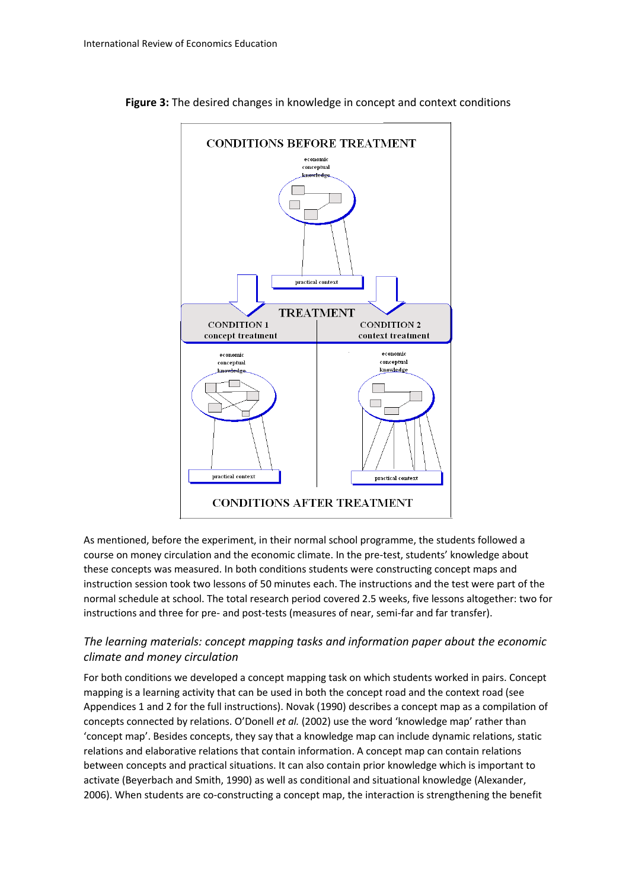**Figure 3:** The desired changes in knowledge in concept and context conditions

As mentioned, before the experiment, in their normal school programme, the students followed a course on money circulation and the economic climate. In the pre-test, students' knowledge about these concepts was measured. In both conditions students were constructing concept maps and instruction session took two lessons of 50 minutes each. The instructions and the test were part of the normal schedule at school. The total research period covered 2.5 weeks, five lessons altogether: two for instructions and three for pre- and post-tests (measures of near, semi-far and far transfer).

### *The learning materials: concept mapping tasks and information paper about the economic climate and money circulation*

For both conditions we developed a concept mapping task on which students worked in pairs. Concept mapping is a learning activity that can be used in both the concept road and the context road (see Appendices 1 and 2 for the full instructions). Novak (1990) describes a concept map as a compilation of concepts connected by relations. O'Donell *et al.* (2002) use the word 'knowledge map' rather than 'concept map'. Besides concepts, they say that a knowledge map can include dynamic relations, static relations and elaborative relations that contain information. A concept map can contain relations between concepts and practical situations. It can also contain prior knowledge which is important to activate (Beyerbach and Smith, 1990) as well as conditional and situational knowledge (Alexander, 2006). When students are co-constructing a concept map, the interaction is strengthening the benefit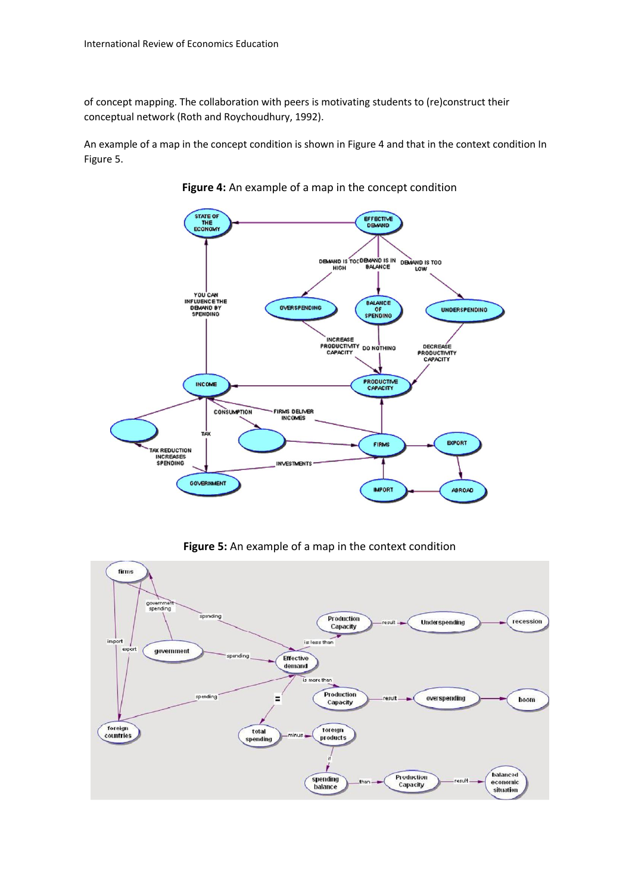of concept mapping. The collaboration with peers is motivating students to (re)construct their conceptual network (Roth and Roychoudhury, 1992).

An example of a map in the concept condition is shown in Figure 4 and that in the context condition In Figure 5.

**Figure 4:** An example of a map in the concept condition

**Figure 5:** An example of a map in the context condition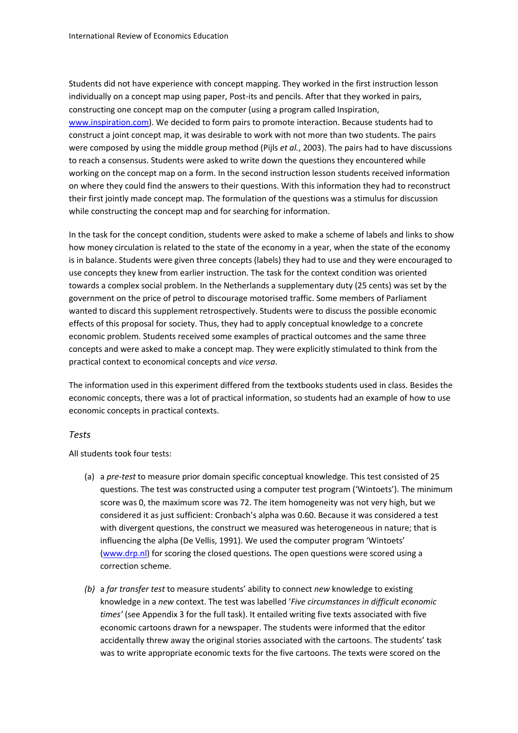Students did not have experience with concept mapping. They worked in the first instruction lesson individually on a concept map using paper, Post-its and pencils. After that they worked in pairs, constructing one concept map on the computer (using a program called Inspiration, www.inspiration.com). We decided to form pairs to promote interaction. Because students had to construct a joint concept map, it was desirable to work with not more than two students. The pairs were composed by using the middle group method (Pijls *et al.*, 2003). The pairs had to have discussions to reach a consensus. Students were asked to write down the questions they encountered while working on the concept map on a form. In the second instruction lesson students received information on where they could find the answers to their questions. With this information they had to reconstruct their first jointly made concept map. The formulation of the questions was a stimulus for discussion while constructing the concept map and for searching for information.

In the task for the concept condition, students were asked to make a scheme of labels and links to show how money circulation is related to the state of the economy in a year, when the state of the economy is in balance. Students were given three concepts (labels) they had to use and they were encouraged to use concepts they knew from earlier instruction. The task for the context condition was oriented towards a complex social problem. In the Netherlands a supplementary duty (25 cents) was set by the government on the price of petrol to discourage motorised traffic. Some members of Parliament wanted to discard this supplement retrospectively. Students were to discuss the possible economic effects of this proposal for society. Thus, they had to apply conceptual knowledge to a concrete economic problem. Students received some examples of practical outcomes and the same three concepts and were asked to make a concept map. They were explicitly stimulated to think from the practical context to economical concepts and *vice versa*.

The information used in this experiment differed from the textbooks students used in class. Besides the economic concepts, there was a lot of practical information, so students had an example of how to use economic concepts in practical contexts.

### *Tests*

All students took four tests:

(a) a *pre-test* to measure prior domain specific conceptual knowledge. This test consisted of 25 questions. The test was constructed using a computer test program ('Wintoets'). The minimum score was 0, the maximum score was 72. The item homogeneity was not very high, but we considered it as just sufficient: Cronbach's alpha was 0.60. Because it was considered a test with divergent questions, the construct we measured was heterogeneous in nature; that is influencing the alpha (De Vellis, 1991). We used the computer program 'Wintoets' (www.drp.nl) for scoring the closed questions. The open questions were scored using a correction scheme.

*(b)* a *far transfer test* to measure students' ability to connect *new* knowledge to existing knowledge in a *new* context. The test was labelled '*Five circumstances in difficult economic times'* (see Appendix 3 for the full task). It entailed writing five texts associated with five economic cartoons drawn for a newspaper. The students were informed that the editor accidentally threw away the original stories associated with the cartoons. The students' task was to write appropriate economic texts for the five cartoons. The texts were scored on the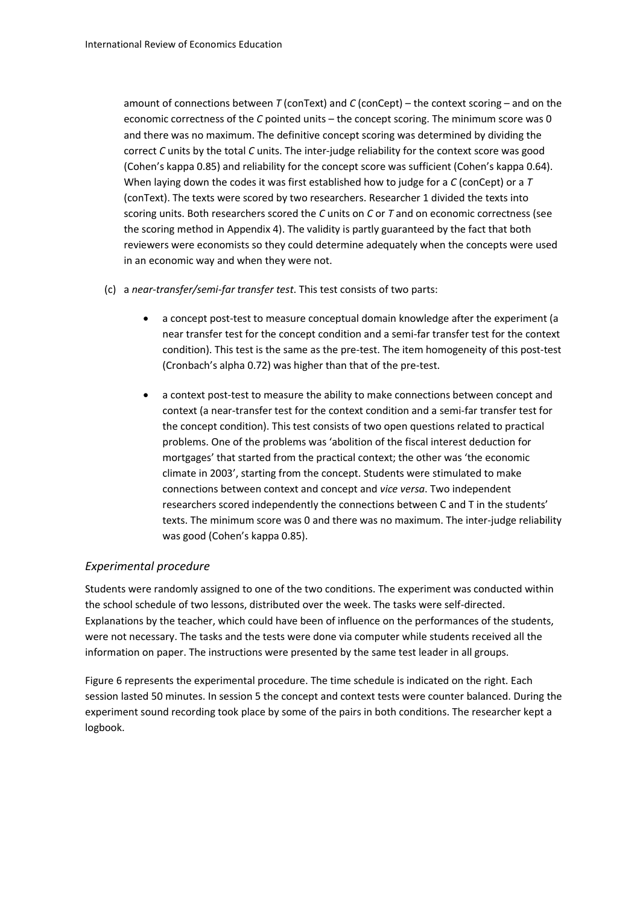amount of connections between *T* (conText) and *C* (conCept) – the context scoring – and on the economic correctness of the *C* pointed units – the concept scoring. The minimum score was 0 and there was no maximum. The definitive concept scoring was determined by dividing the correct *C* units by the total *C* units. The inter-judge reliability for the context score was good (Cohen's kappa 0.85) and reliability for the concept score was sufficient (Cohen's kappa 0.64). When laying down the codes it was first established how to judge for a *C* (conCept) or a *T* (conText). The texts were scored by two researchers. Researcher 1 divided the texts into scoring units. Both researchers scored the *C* units on *C* or *T* and on economic correctness (see the scoring method in Appendix 4). The validity is partly guaranteed by the fact that both reviewers were economists so they could determine adequately when the concepts were used in an economic way and when they were not.

(c) a *near-transfer/semi-far transfer test*. This test consists of two parts:

- a concept post-test to measure conceptual domain knowledge after the experiment (a near transfer test for the concept condition and a semi-far transfer test for the context condition). This test is the same as the pre-test. The item homogeneity of this post-test (Cronbach's alpha 0.72) was higher than that of the pre-test.

- a context post-test to measure the ability to make connections between concept and context (a near-transfer test for the context condition and a semi-far transfer test for the concept condition). This test consists of two open questions related to practical problems. One of the problems was 'abolition of the fiscal interest deduction for mortgages' that started from the practical context; the other was 'the economic climate in 2003', starting from the concept. Students were stimulated to make connections between context and concept and *vice versa*. Two independent researchers scored independently the connections between C and T in the students' texts. The minimum score was 0 and there was no maximum. The inter-judge reliability was good (Cohen's kappa 0.85).

### *Experimental procedure*

Students were randomly assigned to one of the two conditions. The experiment was conducted within the school schedule of two lessons, distributed over the week. The tasks were self-directed. Explanations by the teacher, which could have been of influence on the performances of the students, were not necessary. The tasks and the tests were done via computer while students received all the information on paper. The instructions were presented by the same test leader in all groups.

Figure 6 represents the experimental procedure. The time schedule is indicated on the right. Each session lasted 50 minutes. In session 5 the concept and context tests were counter balanced. During the experiment sound recording took place by some of the pairs in both conditions. The researcher kept a logbook.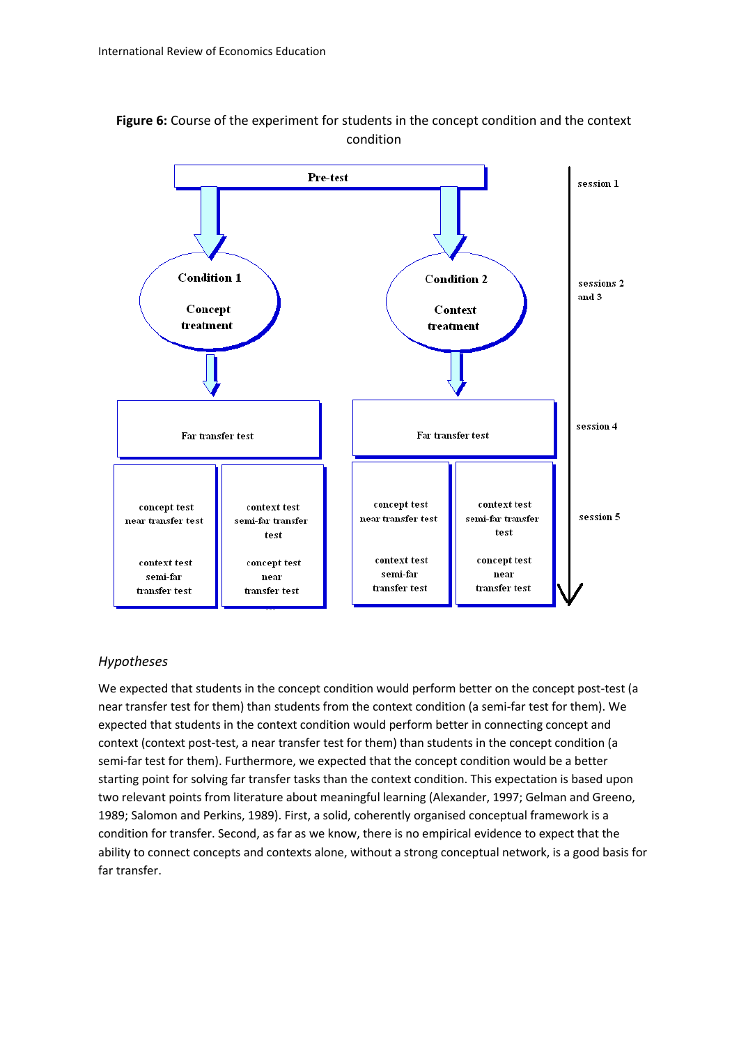**Figure 6:** Course of the experiment for students in the concept condition and the context condition

Pre-test — session 1

Condition 1 Concept treatment | Condition 2 Context treatment — sessions 2 and 3

Far transfer test | Far transfer test — session 4

concept test near transfer test / context test semi-far transfer test | context test semi-far transfer test / concept test near transfer test | concept test near transfer test / context test semi-far transfer test | context test semi-far transfer test / concept test near transfer test — session 5

### *Hypotheses*

We expected that students in the concept condition would perform better on the concept post-test (a near transfer test for them) than students from the context condition (a semi-far test for them). We expected that students in the context condition would perform better in connecting concept and context (context post-test, a near transfer test for them) than students in the concept condition (a semi-far test for them). Furthermore, we expected that the concept condition would be a better starting point for solving far transfer tasks than the context condition. This expectation is based upon two relevant points from literature about meaningful learning (Alexander, 1997; Gelman and Greeno, 1989; Salomon and Perkins, 1989). First, a solid, coherently organised conceptual framework is a condition for transfer. Second, as far as we know, there is no empirical evidence to expect that the ability to connect concepts and contexts alone, without a strong conceptual network, is a good basis for far transfer.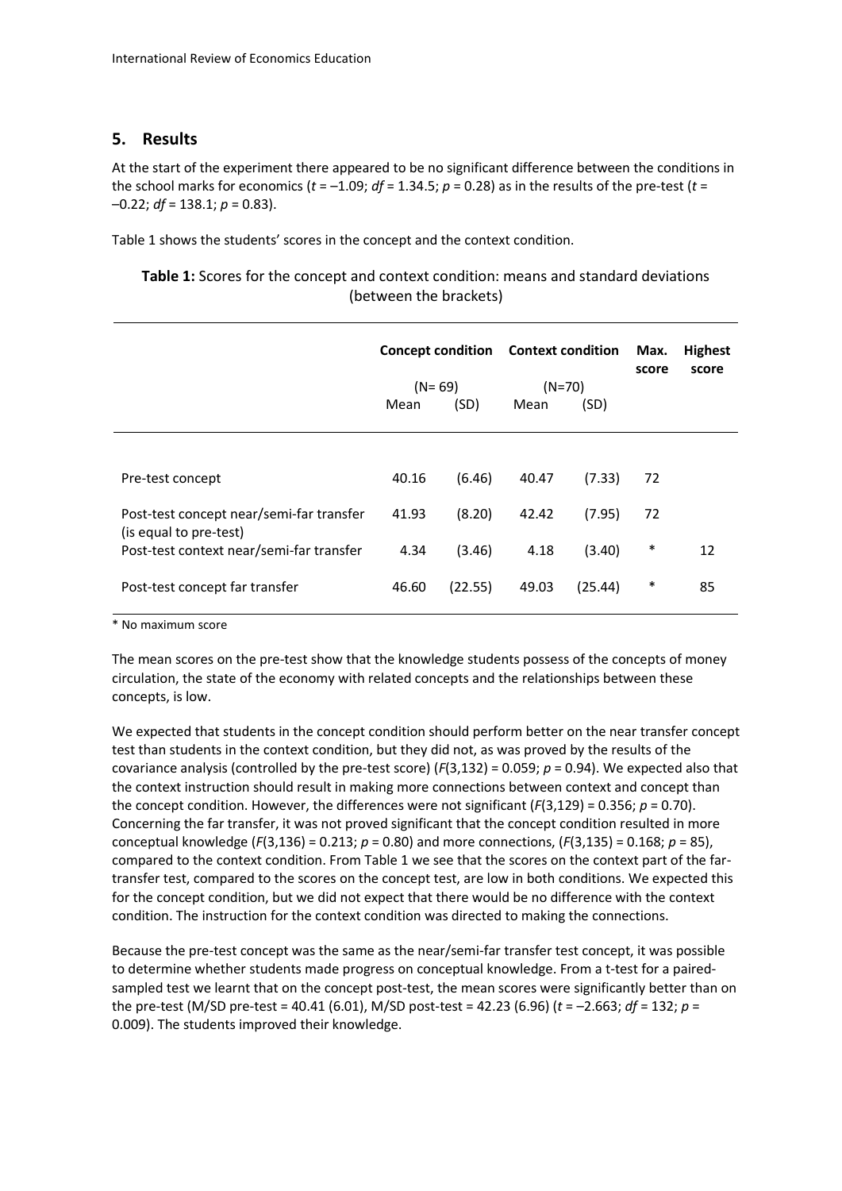## 5. Results

At the start of the experiment there appeared to be no significant difference between the conditions in the school marks for economics ($t$ = –1.09; $df$ = 1.34.5; $p$ = 0.28) as in the results of the pre-test ($t$ = –0.22; $df$ = 138.1; $p$ = 0.83).

Table 1 shows the students' scores in the concept and the context condition.

**Table 1:** Scores for the concept and context condition: means and standard deviations (between the brackets)

| | Concept condition (N= 69) | | Context condition (N=70) | | Max. score | Highest score |
|---|---|---|---|---|---|---|
| | Mean | (SD) | Mean | (SD) | | |
| Pre-test concept | 40.16 | (6.46) | 40.47 | (7.33) | 72 | |
| Post-test concept near/semi-far transfer (is equal to pre-test) | 41.93 | (8.20) | 42.42 | (7.95) | 72 | |
| Post-test context near/semi-far transfer | 4.34 | (3.46) | 4.18 | (3.40) | * | 12 |
| Post-test concept far transfer | 46.60 | (22.55) | 49.03 | (25.44) | * | 85 |

\* No maximum score

The mean scores on the pre-test show that the knowledge students possess of the concepts of money circulation, the state of the economy with related concepts and the relationships between these concepts, is low.

We expected that students in the concept condition should perform better on the near transfer concept test than students in the context condition, but they did not, as was proved by the results of the covariance analysis (controlled by the pre-test score) ($F(3,132)$ = 0.059; $p$ = 0.94). We expected also that the context instruction should result in making more connections between context and concept than the concept condition. However, the differences were not significant ($F(3,129)$ = 0.356; $p$ = 0.70). Concerning the far transfer, it was not proved significant that the concept condition resulted in more conceptual knowledge ($F(3,136)$ = 0.213; $p$ = 0.80) and more connections, ($F(3,135)$ = 0.168; $p$ = 85), compared to the context condition. From Table 1 we see that the scores on the context part of the far-transfer test, compared to the scores on the concept test, are low in both conditions. We expected this for the concept condition, but we did not expect that there would be no difference with the context condition. The instruction for the context condition was directed to making the connections.

Because the pre-test concept was the same as the near/semi-far transfer test concept, it was possible to determine whether students made progress on conceptual knowledge. From a t-test for a paired-sampled test we learnt that on the concept post-test, the mean scores were significantly better than on the pre-test (M/SD pre-test = 40.41 (6.01), M/SD post-test = 42.23 (6.96) ($t$ = –2.663; $df$ = 132; $p$ = 0.009). The students improved their knowledge.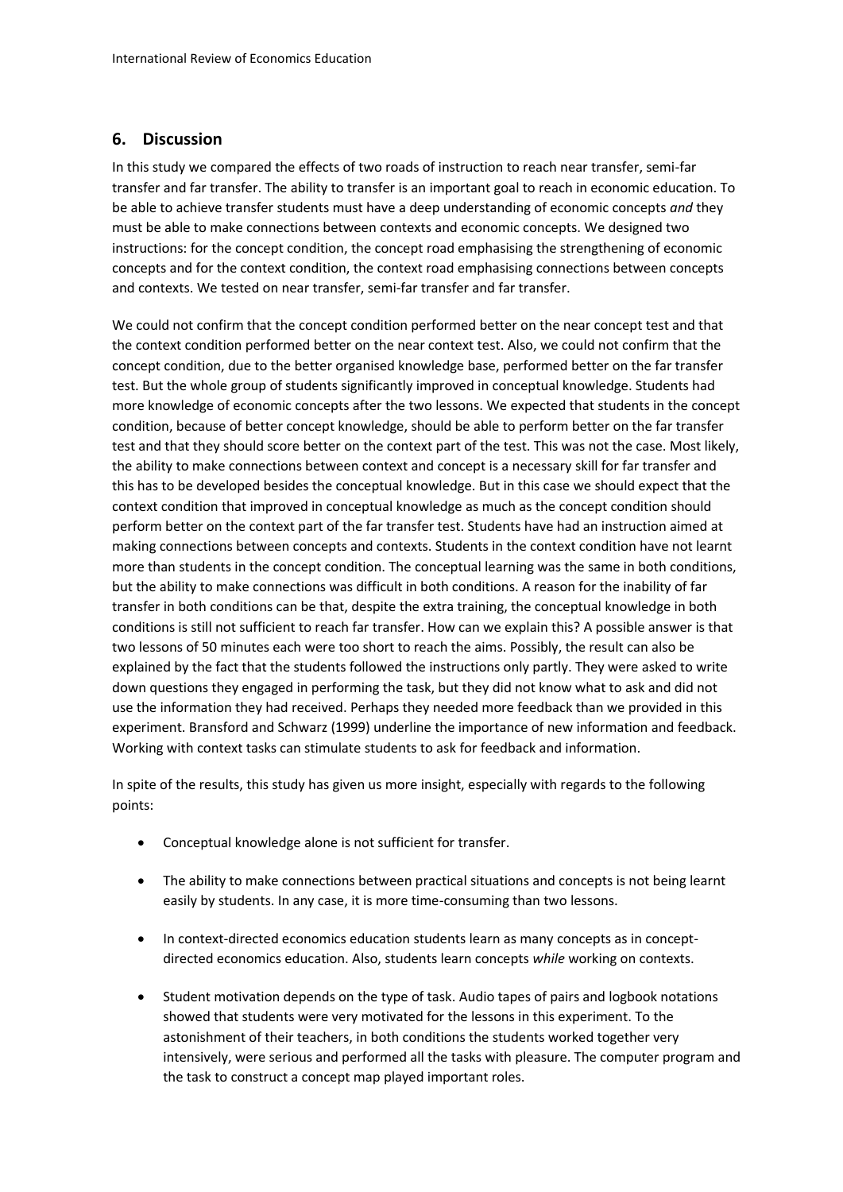## 6. Discussion

In this study we compared the effects of two roads of instruction to reach near transfer, semi-far transfer and far transfer. The ability to transfer is an important goal to reach in economic education. To be able to achieve transfer students must have a deep understanding of economic concepts *and* they must be able to make connections between contexts and economic concepts. We designed two instructions: for the concept condition, the concept road emphasising the strengthening of economic concepts and for the context condition, the context road emphasising connections between concepts and contexts. We tested on near transfer, semi-far transfer and far transfer.

We could not confirm that the concept condition performed better on the near concept test and that the context condition performed better on the near context test. Also, we could not confirm that the concept condition, due to the better organised knowledge base, performed better on the far transfer test. But the whole group of students significantly improved in conceptual knowledge. Students had more knowledge of economic concepts after the two lessons. We expected that students in the concept condition, because of better concept knowledge, should be able to perform better on the far transfer test and that they should score better on the context part of the test. This was not the case. Most likely, the ability to make connections between context and concept is a necessary skill for far transfer and this has to be developed besides the conceptual knowledge. But in this case we should expect that the context condition that improved in conceptual knowledge as much as the concept condition should perform better on the context part of the far transfer test. Students have had an instruction aimed at making connections between concepts and contexts. Students in the context condition have not learnt more than students in the concept condition. The conceptual learning was the same in both conditions, but the ability to make connections was difficult in both conditions. A reason for the inability of far transfer in both conditions can be that, despite the extra training, the conceptual knowledge in both conditions is still not sufficient to reach far transfer. How can we explain this? A possible answer is that two lessons of 50 minutes each were too short to reach the aims. Possibly, the result can also be explained by the fact that the students followed the instructions only partly. They were asked to write down questions they engaged in performing the task, but they did not know what to ask and did not use the information they had received. Perhaps they needed more feedback than we provided in this experiment. Bransford and Schwarz (1999) underline the importance of new information and feedback. Working with context tasks can stimulate students to ask for feedback and information.

In spite of the results, this study has given us more insight, especially with regards to the following points:

- Conceptual knowledge alone is not sufficient for transfer.
- The ability to make connections between practical situations and concepts is not being learnt easily by students. In any case, it is more time-consuming than two lessons.
- In context-directed economics education students learn as many concepts as in concept-directed economics education. Also, students learn concepts *while* working on contexts.
- Student motivation depends on the type of task. Audio tapes of pairs and logbook notations showed that students were very motivated for the lessons in this experiment. To the astonishment of their teachers, in both conditions the students worked together very intensively, were serious and performed all the tasks with pleasure. The computer program and the task to construct a concept map played important roles.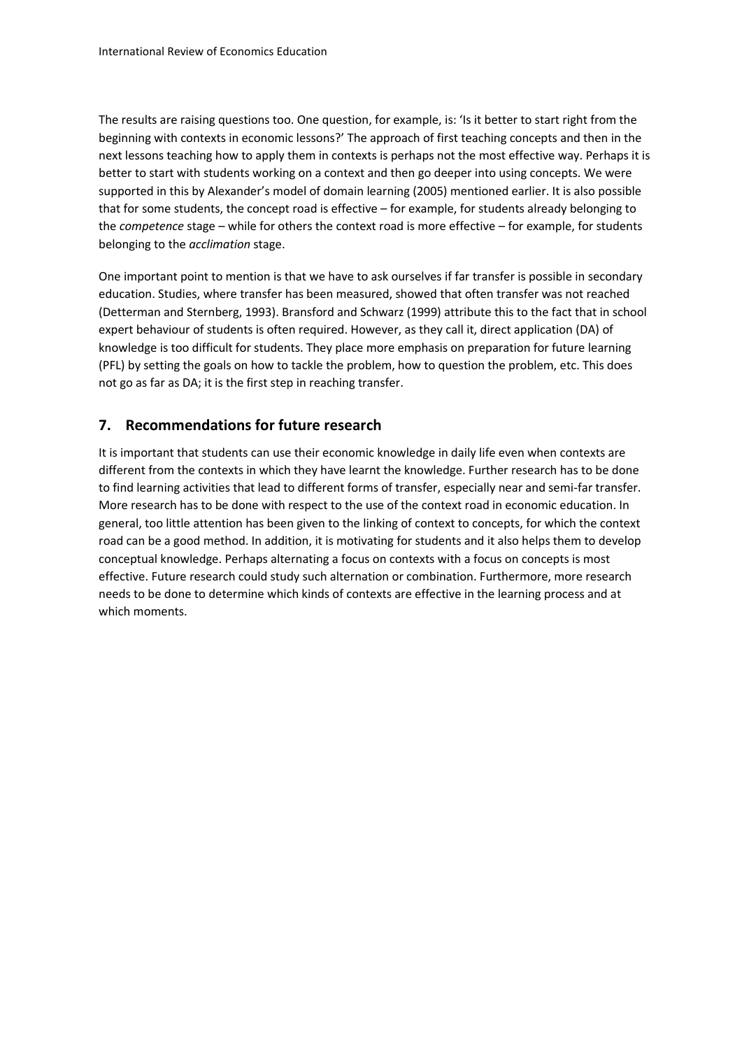The results are raising questions too. One question, for example, is: 'Is it better to start right from the beginning with contexts in economic lessons?' The approach of first teaching concepts and then in the next lessons teaching how to apply them in contexts is perhaps not the most effective way. Perhaps it is better to start with students working on a context and then go deeper into using concepts. We were supported in this by Alexander's model of domain learning (2005) mentioned earlier. It is also possible that for some students, the concept road is effective – for example, for students already belonging to the *competence* stage – while for others the context road is more effective – for example, for students belonging to the *acclimation* stage.

One important point to mention is that we have to ask ourselves if far transfer is possible in secondary education. Studies, where transfer has been measured, showed that often transfer was not reached (Detterman and Sternberg, 1993). Bransford and Schwarz (1999) attribute this to the fact that in school expert behaviour of students is often required. However, as they call it, direct application (DA) of knowledge is too difficult for students. They place more emphasis on preparation for future learning (PFL) by setting the goals on how to tackle the problem, how to question the problem, etc. This does not go as far as DA; it is the first step in reaching transfer.

## 7. Recommendations for future research

It is important that students can use their economic knowledge in daily life even when contexts are different from the contexts in which they have learnt the knowledge. Further research has to be done to find learning activities that lead to different forms of transfer, especially near and semi-far transfer. More research has to be done with respect to the use of the context road in economic education. In general, too little attention has been given to the linking of context to concepts, for which the context road can be a good method. In addition, it is motivating for students and it also helps them to develop conceptual knowledge. Perhaps alternating a focus on contexts with a focus on concepts is most effective. Future research could study such alternation or combination. Furthermore, more research needs to be done to determine which kinds of contexts are effective in the learning process and at which moments.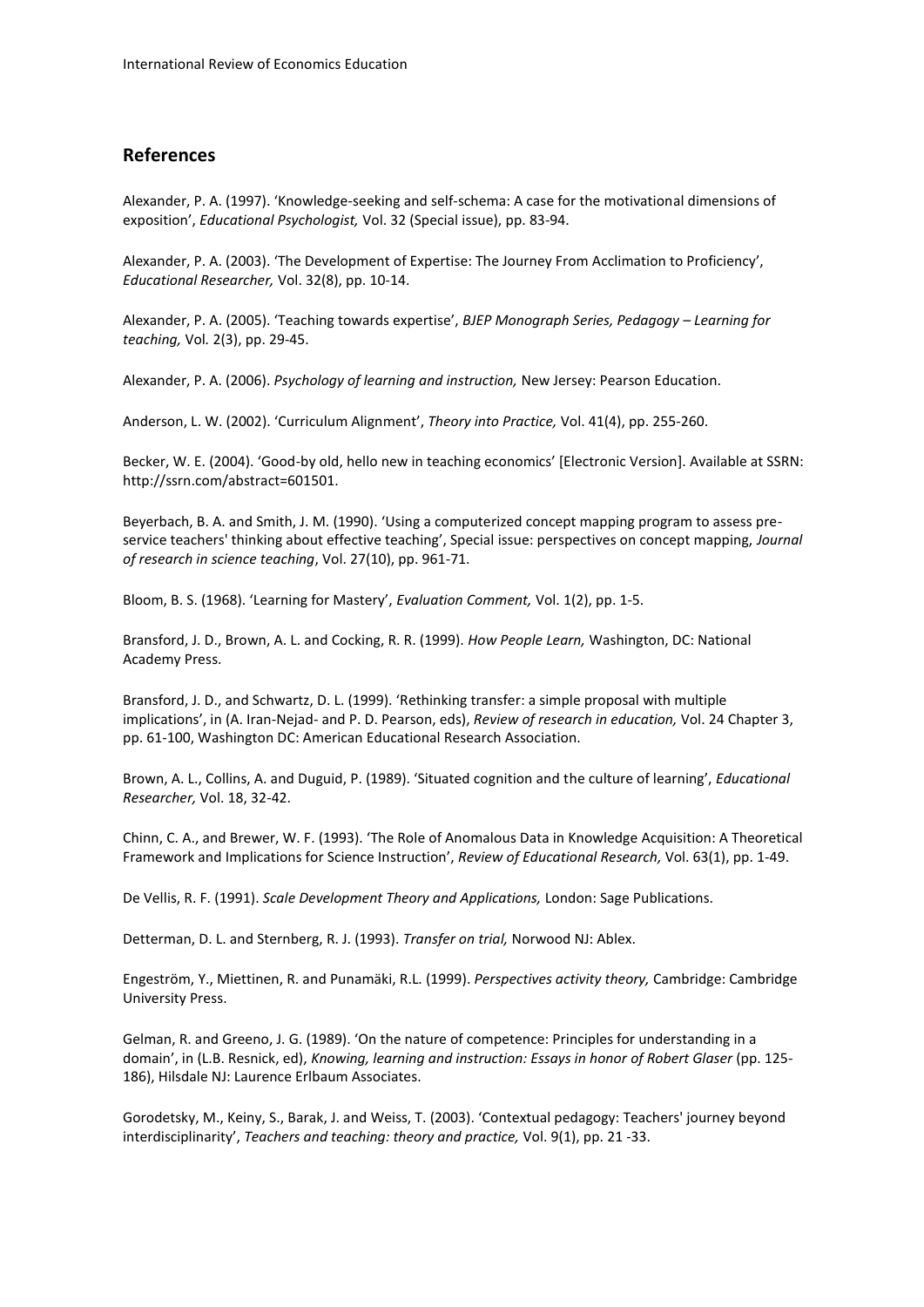## References

Alexander, P. A. (1997). 'Knowledge-seeking and self-schema: A case for the motivational dimensions of exposition', *Educational Psychologist,* Vol. 32 (Special issue), pp. 83-94.

Alexander, P. A. (2003). 'The Development of Expertise: The Journey From Acclimation to Proficiency', *Educational Researcher,* Vol. 32(8), pp. 10-14.

Alexander, P. A. (2005). 'Teaching towards expertise', *BJEP Monograph Series, Pedagogy – Learning for teaching,* Vol. 2(3), pp. 29-45.

Alexander, P. A. (2006). *Psychology of learning and instruction,* New Jersey: Pearson Education.

Anderson, L. W. (2002). 'Curriculum Alignment', *Theory into Practice,* Vol. 41(4), pp. 255-260.

Becker, W. E. (2004). 'Good-by old, hello new in teaching economics' [Electronic Version]. Available at SSRN: http://ssrn.com/abstract=601501.

Beyerbach, B. A. and Smith, J. M. (1990). 'Using a computerized concept mapping program to assess pre-service teachers' thinking about effective teaching', Special issue: perspectives on concept mapping, *Journal of research in science teaching*, Vol. 27(10), pp. 961-71.

Bloom, B. S. (1968). 'Learning for Mastery', *Evaluation Comment,* Vol. 1(2), pp. 1-5.

Bransford, J. D., Brown, A. L. and Cocking, R. R. (1999). *How People Learn,* Washington, DC: National Academy Press.

Bransford, J. D., and Schwartz, D. L. (1999). 'Rethinking transfer: a simple proposal with multiple implications', in (A. Iran-Nejad- and P. D. Pearson, eds), *Review of research in education,* Vol. 24 Chapter 3, pp. 61-100, Washington DC: American Educational Research Association.

Brown, A. L., Collins, A. and Duguid, P. (1989). 'Situated cognition and the culture of learning', *Educational Researcher,* Vol. 18, 32-42.

Chinn, C. A., and Brewer, W. F. (1993). 'The Role of Anomalous Data in Knowledge Acquisition: A Theoretical Framework and Implications for Science Instruction', *Review of Educational Research,* Vol. 63(1), pp. 1-49.

De Vellis, R. F. (1991). *Scale Development Theory and Applications,* London: Sage Publications.

Detterman, D. L. and Sternberg, R. J. (1993). *Transfer on trial,* Norwood NJ: Ablex.

Engeström, Y., Miettinen, R. and Punamäki, R.L. (1999). *Perspectives activity theory,* Cambridge: Cambridge University Press.

Gelman, R. and Greeno, J. G. (1989). 'On the nature of competence: Principles for understanding in a domain', in (L.B. Resnick, ed), *Knowing, learning and instruction: Essays in honor of Robert Glaser* (pp. 125-186), Hilsdale NJ: Laurence Erlbaum Associates.

Gorodetsky, M., Keiny, S., Barak, J. and Weiss, T. (2003). 'Contextual pedagogy: Teachers' journey beyond interdisciplinarity', *Teachers and teaching: theory and practice,* Vol. 9(1), pp. 21 -33.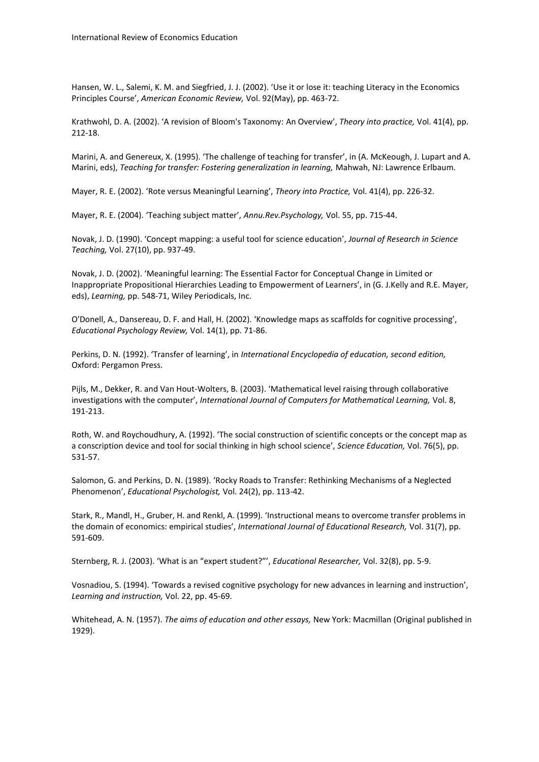Hansen, W. L., Salemi, K. M. and Siegfried, J. J. (2002). 'Use it or lose it: teaching Literacy in the Economics Principles Course', *American Economic Review,* Vol. 92(May), pp. 463-72.

Krathwohl, D. A. (2002). 'A revision of Bloom's Taxonomy: An Overview', *Theory into practice,* Vol. 41(4), pp. 212-18.

Marini, A. and Genereux, X. (1995). 'The challenge of teaching for transfer', in (A. McKeough, J. Lupart and A. Marini, eds), *Teaching for transfer: Fostering generalization in learning,* Mahwah, NJ: Lawrence Erlbaum.

Mayer, R. E. (2002). 'Rote versus Meaningful Learning', *Theory into Practice,* Vol. 41(4), pp. 226-32.

Mayer, R. E. (2004). 'Teaching subject matter', *Annu.Rev.Psychology,* Vol. 55, pp. 715-44.

Novak, J. D. (1990). 'Concept mapping: a useful tool for science education', *Journal of Research in Science Teaching,* Vol. 27(10), pp. 937-49.

Novak, J. D. (2002). 'Meaningful learning: The Essential Factor for Conceptual Change in Limited or Inappropriate Propositional Hierarchies Leading to Empowerment of Learners', in (G. J.Kelly and R.E. Mayer, eds), *Learning,* pp. 548-71, Wiley Periodicals, Inc.

O'Donell, A., Dansereau, D. F. and Hall, H. (2002). 'Knowledge maps as scaffolds for cognitive processing', *Educational Psychology Review,* Vol. 14(1), pp. 71-86.

Perkins, D. N. (1992). 'Transfer of learning', in *International Encyclopedia of education, second edition,* Oxford: Pergamon Press.

Pijls, M., Dekker, R. and Van Hout-Wolters, B. (2003). 'Mathematical level raising through collaborative investigations with the computer', *International Journal of Computers for Mathematical Learning,* Vol. 8, 191-213.

Roth, W. and Roychoudhury, A. (1992). 'The social construction of scientific concepts or the concept map as a conscription device and tool for social thinking in high school science', *Science Education,* Vol. 76(5), pp. 531-57.

Salomon, G. and Perkins, D. N. (1989). 'Rocky Roads to Transfer: Rethinking Mechanisms of a Neglected Phenomenon', *Educational Psychologist,* Vol. 24(2), pp. 113-42.

Stark, R., Mandl, H., Gruber, H. and Renkl, A. (1999). 'Instructional means to overcome transfer problems in the domain of economics: empirical studies', *International Journal of Educational Research,* Vol. 31(7), pp. 591-609.

Sternberg, R. J. (2003). 'What is an "expert student?"', *Educational Researcher,* Vol. 32(8), pp. 5-9.

Vosnadiou, S. (1994). 'Towards a revised cognitive psychology for new advances in learning and instruction', *Learning and instruction,* Vol. 22, pp. 45-69.

Whitehead, A. N. (1957). *The aims of education and other essays,* New York: Macmillan (Original published in 1929).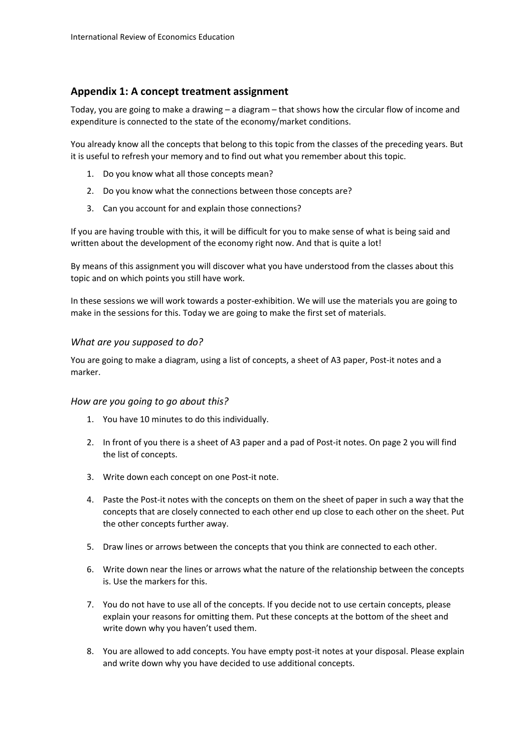## Appendix 1: A concept treatment assignment

Today, you are going to make a drawing – a diagram – that shows how the circular flow of income and expenditure is connected to the state of the economy/market conditions.

You already know all the concepts that belong to this topic from the classes of the preceding years. But it is useful to refresh your memory and to find out what you remember about this topic.

1. Do you know what all those concepts mean?
2. Do you know what the connections between those concepts are?
3. Can you account for and explain those connections?

If you are having trouble with this, it will be difficult for you to make sense of what is being said and written about the development of the economy right now. And that is quite a lot!

By means of this assignment you will discover what you have understood from the classes about this topic and on which points you still have work.

In these sessions we will work towards a poster-exhibition. We will use the materials you are going to make in the sessions for this. Today we are going to make the first set of materials.

### *What are you supposed to do?*

You are going to make a diagram, using a list of concepts, a sheet of A3 paper, Post-it notes and a marker.

### *How are you going to go about this?*

1. You have 10 minutes to do this individually.
2. In front of you there is a sheet of A3 paper and a pad of Post-it notes. On page 2 you will find the list of concepts.
3. Write down each concept on one Post-it note.
4. Paste the Post-it notes with the concepts on them on the sheet of paper in such a way that the concepts that are closely connected to each other end up close to each other on the sheet. Put the other concepts further away.
5. Draw lines or arrows between the concepts that you think are connected to each other.
6. Write down near the lines or arrows what the nature of the relationship between the concepts is. Use the markers for this.
7. You do not have to use all of the concepts. If you decide not to use certain concepts, please explain your reasons for omitting them. Put these concepts at the bottom of the sheet and write down why you haven't used them.
8. You are allowed to add concepts. You have empty post-it notes at your disposal. Please explain and write down why you have decided to use additional concepts.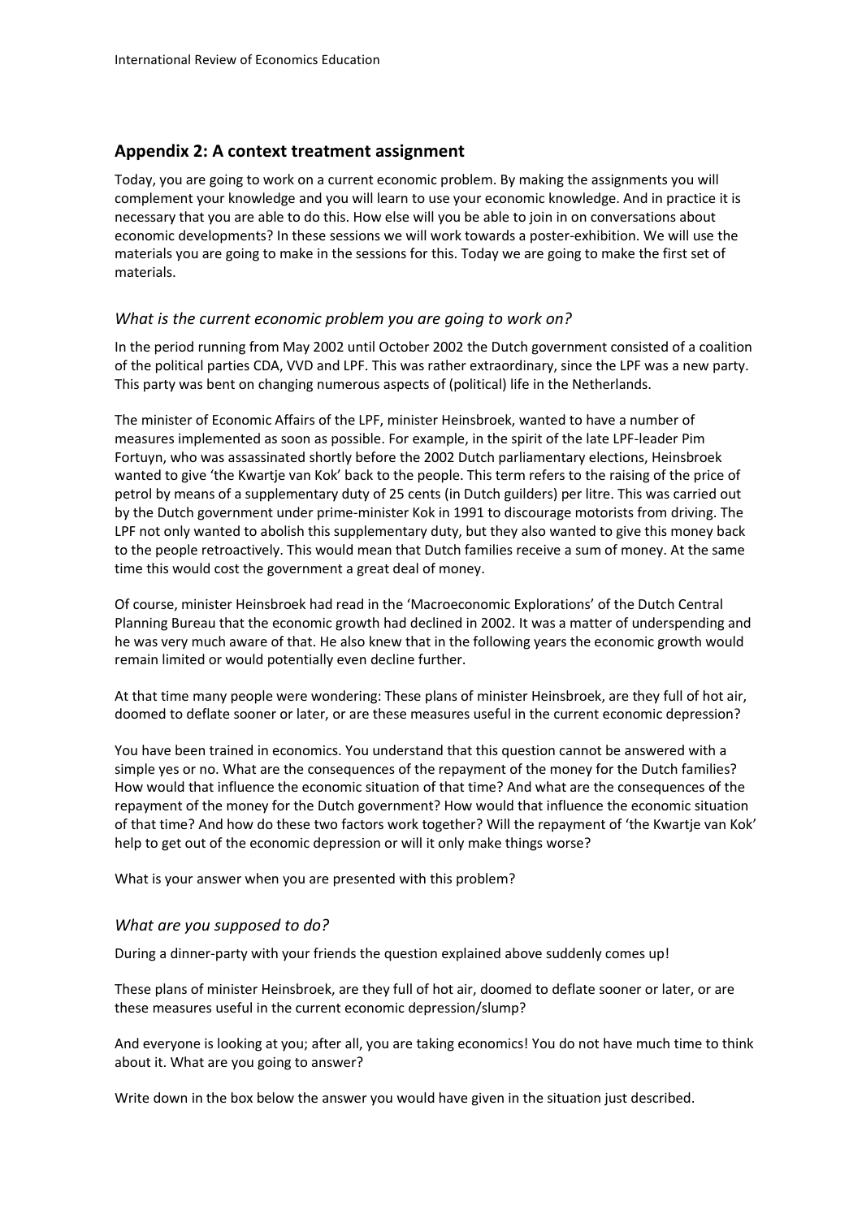## Appendix 2: A context treatment assignment

Today, you are going to work on a current economic problem. By making the assignments you will complement your knowledge and you will learn to use your economic knowledge. And in practice it is necessary that you are able to do this. How else will you be able to join in on conversations about economic developments? In these sessions we will work towards a poster-exhibition. We will use the materials you are going to make in the sessions for this. Today we are going to make the first set of materials.

### *What is the current economic problem you are going to work on?*

In the period running from May 2002 until October 2002 the Dutch government consisted of a coalition of the political parties CDA, VVD and LPF. This was rather extraordinary, since the LPF was a new party. This party was bent on changing numerous aspects of (political) life in the Netherlands.

The minister of Economic Affairs of the LPF, minister Heinsbroek, wanted to have a number of measures implemented as soon as possible. For example, in the spirit of the late LPF-leader Pim Fortuyn, who was assassinated shortly before the 2002 Dutch parliamentary elections, Heinsbroek wanted to give 'the Kwartje van Kok' back to the people. This term refers to the raising of the price of petrol by means of a supplementary duty of 25 cents (in Dutch guilders) per litre. This was carried out by the Dutch government under prime-minister Kok in 1991 to discourage motorists from driving. The LPF not only wanted to abolish this supplementary duty, but they also wanted to give this money back to the people retroactively. This would mean that Dutch families receive a sum of money. At the same time this would cost the government a great deal of money.

Of course, minister Heinsbroek had read in the 'Macroeconomic Explorations' of the Dutch Central Planning Bureau that the economic growth had declined in 2002. It was a matter of underspending and he was very much aware of that. He also knew that in the following years the economic growth would remain limited or would potentially even decline further.

At that time many people were wondering: These plans of minister Heinsbroek, are they full of hot air, doomed to deflate sooner or later, or are these measures useful in the current economic depression?

You have been trained in economics. You understand that this question cannot be answered with a simple yes or no. What are the consequences of the repayment of the money for the Dutch families? How would that influence the economic situation of that time? And what are the consequences of the repayment of the money for the Dutch government? How would that influence the economic situation of that time? And how do these two factors work together? Will the repayment of 'the Kwartje van Kok' help to get out of the economic depression or will it only make things worse?

What is your answer when you are presented with this problem?

### *What are you supposed to do?*

During a dinner-party with your friends the question explained above suddenly comes up!

These plans of minister Heinsbroek, are they full of hot air, doomed to deflate sooner or later, or are these measures useful in the current economic depression/slump?

And everyone is looking at you; after all, you are taking economics! You do not have much time to think about it. What are you going to answer?

Write down in the box below the answer you would have given in the situation just described.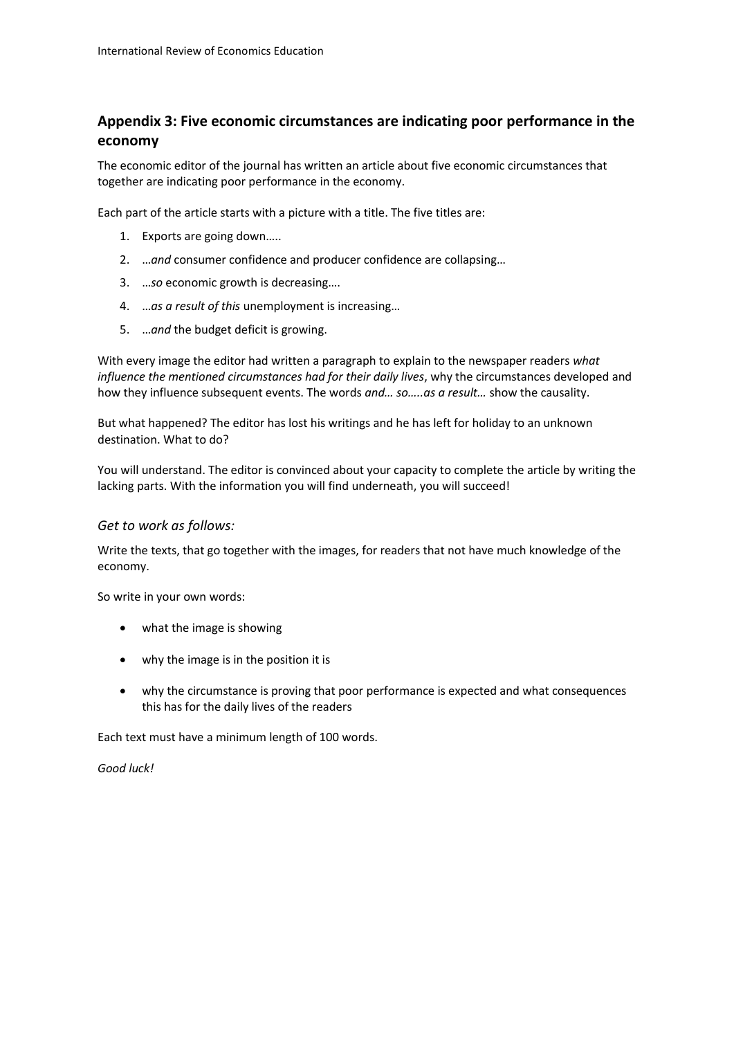## Appendix 3: Five economic circumstances are indicating poor performance in the economy

The economic editor of the journal has written an article about five economic circumstances that together are indicating poor performance in the economy.

Each part of the article starts with a picture with a title. The five titles are:

1. Exports are going down…..
2. …*and* consumer confidence and producer confidence are collapsing…
3. …*so* economic growth is decreasing….
4. …*as a result of this* unemployment is increasing…
5. …*and* the budget deficit is growing.

With every image the editor had written a paragraph to explain to the newspaper readers *what influence the mentioned circumstances had for their daily lives*, why the circumstances developed and how they influence subsequent events. The words *and… so…..as a result…* show the causality.

But what happened? The editor has lost his writings and he has left for holiday to an unknown destination. What to do?

You will understand. The editor is convinced about your capacity to complete the article by writing the lacking parts. With the information you will find underneath, you will succeed!

### *Get to work as follows:*

Write the texts, that go together with the images, for readers that not have much knowledge of the economy.

So write in your own words:

- what the image is showing
- why the image is in the position it is
- why the circumstance is proving that poor performance is expected and what consequences this has for the daily lives of the readers

Each text must have a minimum length of 100 words.

*Good luck!*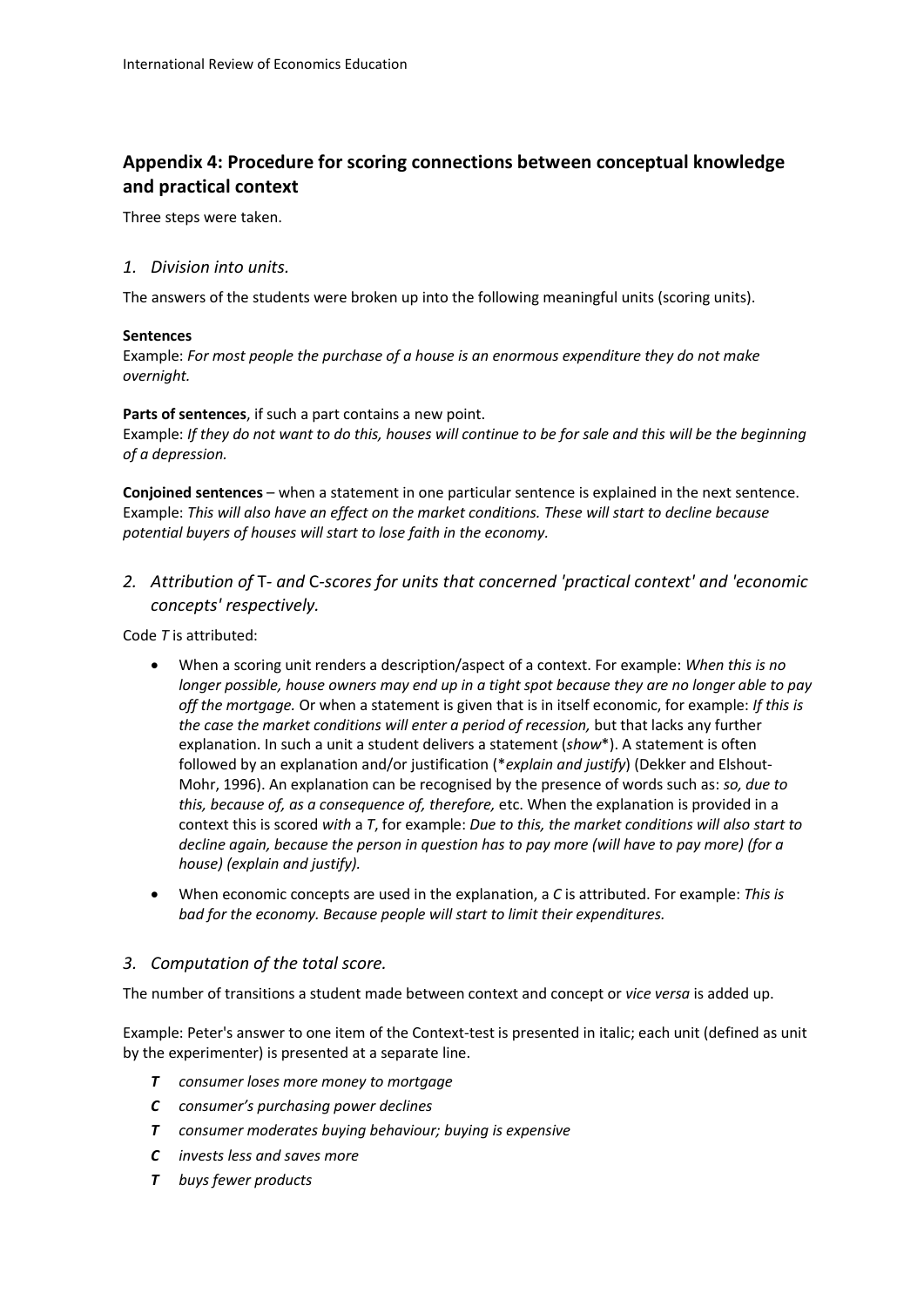## Appendix 4: Procedure for scoring connections between conceptual knowledge and practical context

Three steps were taken.

### *1. Division into units.*

The answers of the students were broken up into the following meaningful units (scoring units).

**Sentences**
Example: *For most people the purchase of a house is an enormous expenditure they do not make overnight.*

**Parts of sentences**, if such a part contains a new point.
Example: *If they do not want to do this, houses will continue to be for sale and this will be the beginning of a depression.*

**Conjoined sentences** – when a statement in one particular sentence is explained in the next sentence. Example: *This will also have an effect on the market conditions. These will start to decline because potential buyers of houses will start to lose faith in the economy.*

### *2. Attribution of* T- *and* C-*scores for units that concerned 'practical context' and 'economic concepts' respectively.*

Code *T* is attributed:

- When a scoring unit renders a description/aspect of a context. For example: *When this is no longer possible, house owners may end up in a tight spot because they are no longer able to pay off the mortgage.* Or when a statement is given that is in itself economic, for example: *If this is the case the market conditions will enter a period of recession,* but that lacks any further explanation. In such a unit a student delivers a statement (*show*\*). A statement is often followed by an explanation and/or justification (\**explain and justify*) (Dekker and Elshout-Mohr, 1996). An explanation can be recognised by the presence of words such as: *so, due to this, because of, as a consequence of, therefore,* etc. When the explanation is provided in a context this is scored *with* a *T*, for example: *Due to this, the market conditions will also start to decline again, because the person in question has to pay more (will have to pay more) (for a house) (explain and justify).*
- When economic concepts are used in the explanation, a *C* is attributed. For example: *This is bad for the economy. Because people will start to limit their expenditures.*

### *3. Computation of the total score.*

The number of transitions a student made between context and concept or *vice versa* is added up.

Example: Peter's answer to one item of the Context-test is presented in italic; each unit (defined as unit by the experimenter) is presented at a separate line.

- ***T*** *consumer loses more money to mortgage*
- ***C*** *consumer's purchasing power declines*
- ***T*** *consumer moderates buying behaviour; buying is expensive*
- ***C*** *invests less and saves more*
- ***T*** *buys fewer products*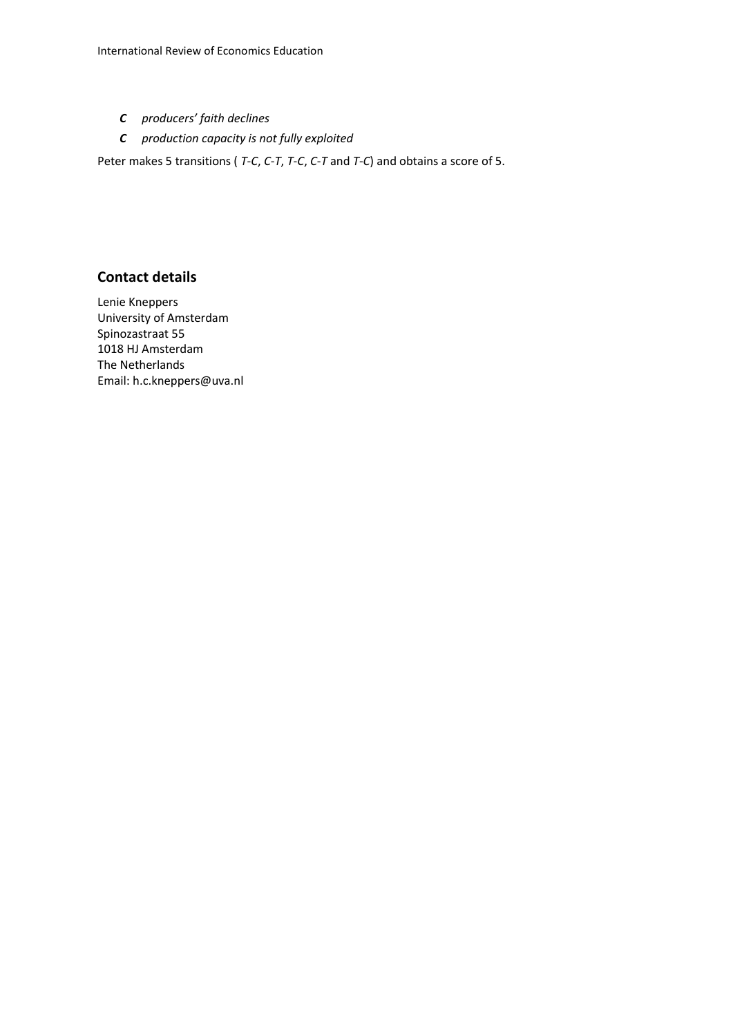- ***C*** *producers' faith declines*
- ***C*** *production capacity is not fully exploited*

Peter makes 5 transitions ( *T-C*, *C-T*, *T-C*, *C-T* and *T-C*) and obtains a score of 5.

## Contact details

Lenie Kneppers
University of Amsterdam
Spinozastraat 55
1018 HJ Amsterdam
The Netherlands
Email: h.c.kneppers@uva.nl